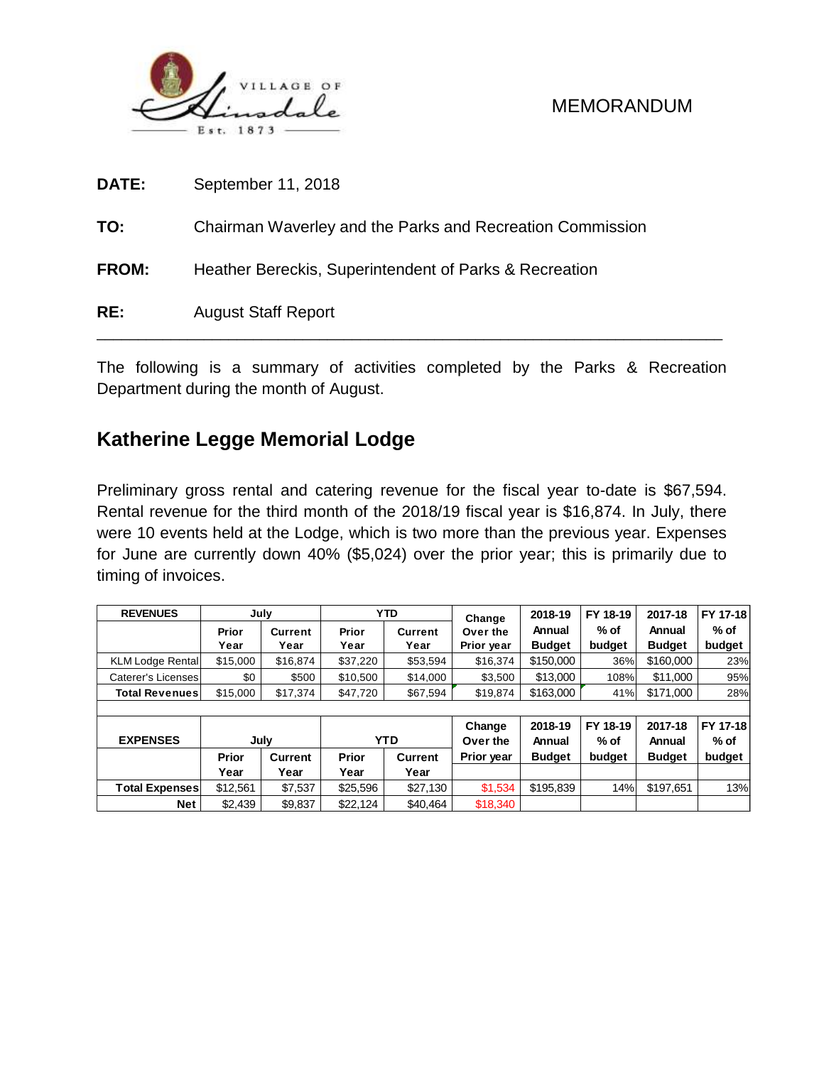VILLAGE OF Hinsdale Est. 1873

MEMORANDUM

**DATE:** September 11, 2018

**TO:** Chairman Waverley and the Parks and Recreation Commission

**FROM:** Heather Bereckis, Superintendent of Parks & Recreation

**RE:** August Staff Report

---

The following is a summary of activities completed by the Parks & Recreation Department during the month of August.

## Katherine Legge Memorial Lodge

Preliminary gross rental and catering revenue for the fiscal year to-date is $67,594. Rental revenue for the third month of the 2018/19 fiscal year is $16,874. In July, there were 10 events held at the Lodge, which is two more than the previous year. Expenses for June are currently down 40% ($5,024) over the prior year; this is primarily due to timing of invoices.

| REVENUES | July | | YTD | | Change Over the Prior year | 2018-19 Annual Budget | FY 18-19 % of budget | 2017-18 Annual Budget | FY 17-18 % of budget |
|---|---|---|---|---|---|---|---|---|---|
| | Prior Year | Current Year | Prior Year | Current Year | | | | | |
| KLM Lodge Rental | $15,000 | $16,874 | $37,220 | $53,594 | $16,374 | $150,000 | 36% | $160,000 | 23% |
| Caterer's Licenses | $0 | $500 | $10,500 | $14,000 | $3,500 | $13,000 | 108% | $11,000 | 95% |
| Total Revenues | $15,000 | $17,374 | $47,720 | $67,594 | $19,874 | $163,000 | 41% | $171,000 | 28% |
| | | | | | | | | | |
| EXPENSES | July | | YTD | | Change Over the Prior year | 2018-19 Annual Budget | FY 18-19 % of budget | 2017-18 Annual Budget | FY 17-18 % of budget |
| | Prior Year | Current Year | Prior Year | Current Year | | | | | |
| Total Expenses | $12,561 | $7,537 | $25,596 | $27,130 | $1,534 | $195,839 | 14% | $197,651 | 13% |
| Net | $2,439 | $9,837 | $22,124 | $40,464 | $18,340 | | | | |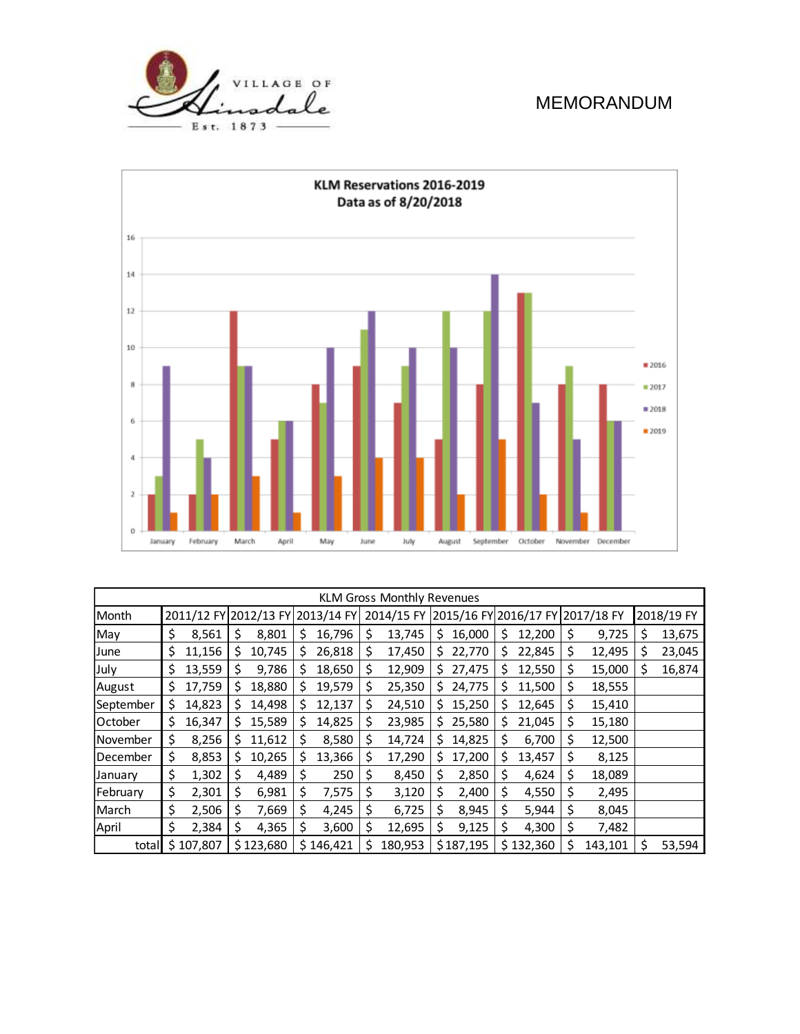VILLAGE OF Hinsdale Est. 1873

MEMORANDUM

KLM Reservations 2016-2019
Data as of 8/20/2018

| Month | 2016 | 2017 | 2018 | 2019 |
|---|---|---|---|---|
| January | 2 | 3 | 9 | 1 |
| February | 2 | 5 | 4 | 2 |
| March | 12 | 9 | 9 | 3 |
| April | 5 | 6 | 6 | 1 |
| May | 8 | 7 | 10 | 3 |
| June | 9 | 11 | 12 | 4 |
| July | 7 | 9 | 10 | 4 |
| August | 5 | 12 | 10 | 2 |
| September | 8 | 12 | 14 | 5 |
| October | 13 | 13 | 7 | 2 |
| November | 8 | 9 | 5 | 1 |
| December | 8 | 6 | 6 | |

| KLM Gross Monthly Revenues | | | | | | | | |
|---|---|---|---|---|---|---|---|---|
| Month | 2011/12 FY | 2012/13 FY | 2013/14 FY | 2014/15 FY | 2015/16 FY | 2016/17 FY | 2017/18 FY | 2018/19 FY |
| May | $ 8,561 | $ 8,801 | $ 16,796 | $ 13,745 | $ 16,000 | $ 12,200 | $ 9,725 | $ 13,675 |
| June | $ 11,156 | $ 10,745 | $ 26,818 | $ 17,450 | $ 22,770 | $ 22,845 | $ 12,495 | $ 23,045 |
| July | $ 13,559 | $ 9,786 | $ 18,650 | $ 12,909 | $ 27,475 | $ 12,550 | $ 15,000 | $ 16,874 |
| August | $ 17,759 | $ 18,880 | $ 19,579 | $ 25,350 | $ 24,775 | $ 11,500 | $ 18,555 | |
| September | $ 14,823 | $ 14,498 | $ 12,137 | $ 24,510 | $ 15,250 | $ 12,645 | $ 15,410 | |
| October | $ 16,347 | $ 15,589 | $ 14,825 | $ 23,985 | $ 25,580 | $ 21,045 | $ 15,180 | |
| November | $ 8,256 | $ 11,612 | $ 8,580 | $ 14,724 | $ 14,825 | $ 6,700 | $ 12,500 | |
| December | $ 8,853 | $ 10,265 | $ 13,366 | $ 17,290 | $ 17,200 | $ 13,457 | $ 8,125 | |
| January | $ 1,302 | $ 4,489 | $ 250 | $ 8,450 | $ 2,850 | $ 4,624 | $ 18,089 | |
| February | $ 2,301 | $ 6,981 | $ 7,575 | $ 3,120 | $ 2,400 | $ 4,550 | $ 2,495 | |
| March | $ 2,506 | $ 7,669 | $ 4,245 | $ 6,725 | $ 8,945 | $ 5,944 | $ 8,045 | |
| April | $ 2,384 | $ 4,365 | $ 3,600 | $ 12,695 | $ 9,125 | $ 4,300 | $ 7,482 | |
| total | $ 107,807 | $ 123,680 | $ 146,421 | $ 180,953 | $ 187,195 | $ 132,360 | $ 143,101 | $ 53,594 |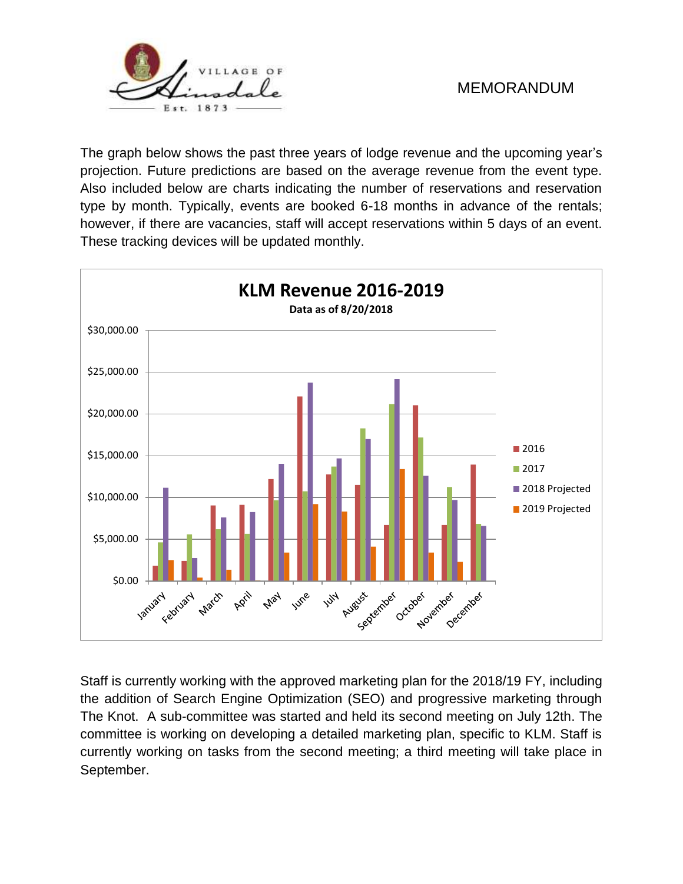MEMORANDUM

The graph below shows the past three years of lodge revenue and the upcoming year's projection. Future predictions are based on the average revenue from the event type. Also included below are charts indicating the number of reservations and reservation type by month. Typically, events are booked 6-18 months in advance of the rentals; however, if there are vacancies, staff will accept reservations within 5 days of an event. These tracking devices will be updated monthly.

**KLM Revenue 2016-2019**

**Data as of 8/20/2018**

Staff is currently working with the approved marketing plan for the 2018/19 FY, including the addition of Search Engine Optimization (SEO) and progressive marketing through The Knot. A sub-committee was started and held its second meeting on July 12th. The committee is working on developing a detailed marketing plan, specific to KLM. Staff is currently working on tasks from the second meeting; a third meeting will take place in September.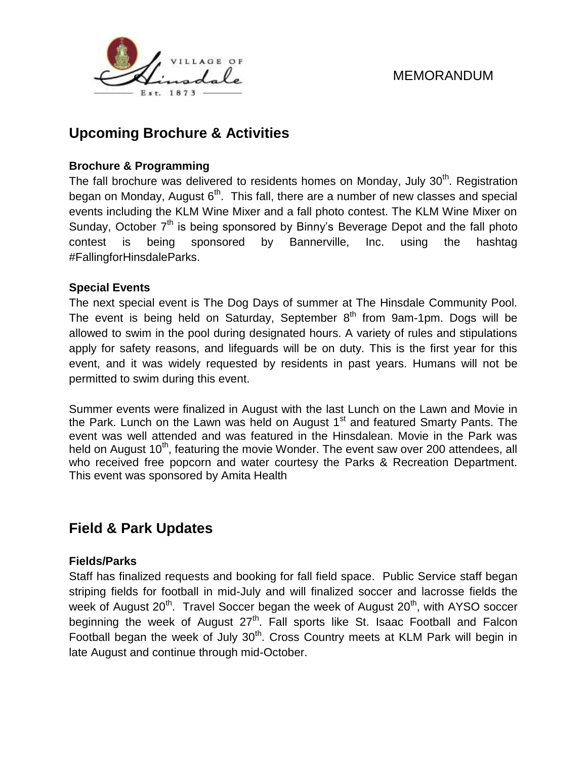MEMORANDUM

## Upcoming Brochure & Activities

### Brochure & Programming

The fall brochure was delivered to residents homes on Monday, July 30th. Registration began on Monday, August 6th. This fall, there are a number of new classes and special events including the KLM Wine Mixer and a fall photo contest. The KLM Wine Mixer on Sunday, October 7th is being sponsored by Binny's Beverage Depot and the fall photo contest is being sponsored by Bannerville, Inc. using the hashtag #FallingforHinsdaleParks.

### Special Events

The next special event is The Dog Days of summer at The Hinsdale Community Pool. The event is being held on Saturday, September 8th from 9am-1pm. Dogs will be allowed to swim in the pool during designated hours. A variety of rules and stipulations apply for safety reasons, and lifeguards will be on duty. This is the first year for this event, and it was widely requested by residents in past years. Humans will not be permitted to swim during this event.

Summer events were finalized in August with the last Lunch on the Lawn and Movie in the Park. Lunch on the Lawn was held on August 1st and featured Smarty Pants. The event was well attended and was featured in the Hinsdalean. Movie in the Park was held on August 10th, featuring the movie Wonder. The event saw over 200 attendees, all who received free popcorn and water courtesy the Parks & Recreation Department. This event was sponsored by Amita Health

## Field & Park Updates

### Fields/Parks

Staff has finalized requests and booking for fall field space. Public Service staff began striping fields for football in mid-July and will finalized soccer and lacrosse fields the week of August 20th. Travel Soccer began the week of August 20th, with AYSO soccer beginning the week of August 27th. Fall sports like St. Isaac Football and Falcon Football began the week of July 30th. Cross Country meets at KLM Park will begin in late August and continue through mid-October.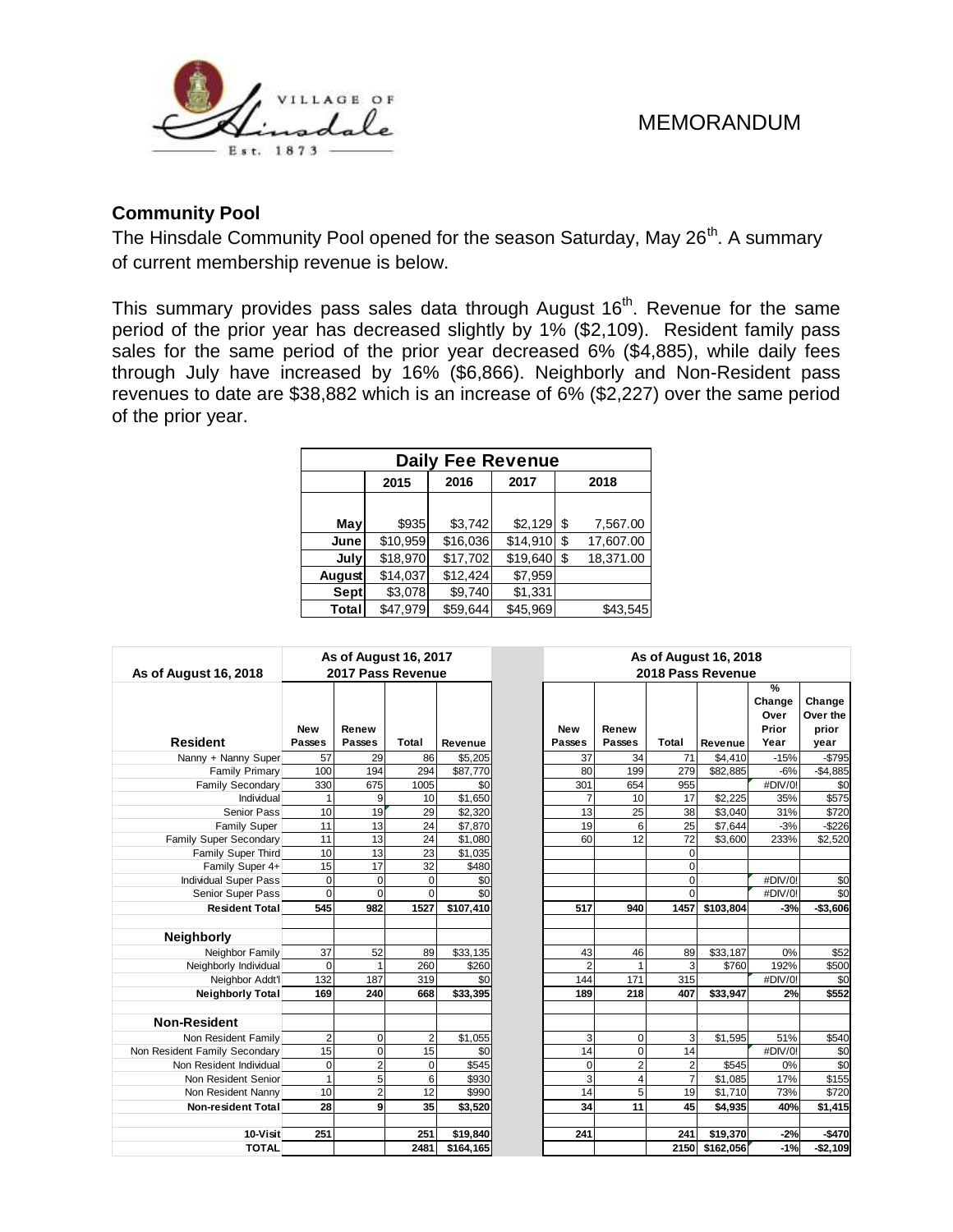VILLAGE OF Hinsdale Est. 1873

MEMORANDUM

## Community Pool

The Hinsdale Community Pool opened for the season Saturday, May 26th. A summary of current membership revenue is below.

This summary provides pass sales data through August 16th. Revenue for the same period of the prior year has decreased slightly by 1% ($2,109). Resident family pass sales for the same period of the prior year decreased 6% ($4,885), while daily fees through July have increased by 16% ($6,866). Neighborly and Non-Resident pass revenues to date are $38,882 which is an increase of 6% ($2,227) over the same period of the prior year.

| Daily Fee Revenue | | | | |
|---|---|---|---|---|
| | 2015 | 2016 | 2017 | 2018 |
| May | $935 | $3,742 | $2,129 | $ 7,567.00 |
| June | $10,959 | $16,036 | $14,910 | $ 17,607.00 |
| July | $18,970 | $17,702 | $19,640 | $ 18,371.00 |
| August | $14,037 | $12,424 | $7,959 | |
| Sept | $3,078 | $9,740 | $1,331 | |
| Total | $47,979 | $59,644 | $45,969 | $43,545 |

| As of August 16, 2018 | As of August 16, 2017 2017 Pass Revenue | | | | As of August 16, 2018 2018 Pass Revenue | | | | | |
|---|---|---|---|---|---|---|---|---|---|---|
| **Resident** | New Passes | Renew Passes | Total | Revenue | New Passes | Renew Passes | Total | Revenue | % Change Over Prior Year | Change Over the prior year |
| Nanny + Nanny Super | 57 | 29 | 86 | $5,205 | 37 | 34 | 71 | $4,410 | -15% | -$795 |
| Family Primary | 100 | 194 | 294 | $87,770 | 80 | 199 | 279 | $82,885 | -6% | -$4,885 |
| Family Secondary | 330 | 675 | 1005 | $0 | 301 | 654 | 955 | | #DIV/0! | $0 |
| Individual | 1 | 9 | 10 | $1,650 | 7 | 10 | 17 | $2,225 | 35% | $575 |
| Senior Pass | 10 | 19 | 29 | $2,320 | 13 | 25 | 38 | $3,040 | 31% | $720 |
| Family Super | 11 | 13 | 24 | $7,870 | 19 | 6 | 25 | $7,644 | -3% | -$226 |
| Family Super Secondary | 11 | 13 | 24 | $1,080 | 60 | 12 | 72 | $3,600 | 233% | $2,520 |
| Family Super Third | 10 | 13 | 23 | $1,035 | | | 0 | | | |
| Family Super 4+ | 15 | 17 | 32 | $480 | | | 0 | | | |
| Individual Super Pass | 0 | 0 | 0 | $0 | | | 0 | | #DIV/0! | $0 |
| Senior Super Pass | 0 | 0 | 0 | $0 | | | 0 | | #DIV/0! | $0 |
| **Resident Total** | **545** | **982** | **1527** | **$107,410** | **517** | **940** | **1457** | **$103,804** | **-3%** | **-$3,606** |
| **Neighborly** | | | | | | | | | | |
| Neighbor Family | 37 | 52 | 89 | $33,135 | 43 | 46 | 89 | $33,187 | 0% | $52 |
| Neighborly Individual | 0 | 1 | 260 | $260 | 2 | 1 | 3 | $760 | 192% | $500 |
| Neighbor Addt'l | 132 | 187 | 319 | $0 | 144 | 171 | 315 | | #DIV/0! | $0 |
| **Neighborly Total** | **169** | **240** | **668** | **$33,395** | **189** | **218** | **407** | **$33,947** | **2%** | **$552** |
| **Non-Resident** | | | | | | | | | | |
| Non Resident Family | 2 | 0 | 2 | $1,055 | 3 | 0 | 3 | $1,595 | 51% | $540 |
| Non Resident Family Secondary | 15 | 0 | 15 | $0 | 14 | 0 | 14 | | #DIV/0! | $0 |
| Non Resident Individual | 0 | 2 | 0 | $545 | 0 | 2 | 2 | $545 | 0% | $0 |
| Non Resident Senior | 1 | 5 | 6 | $930 | 3 | 4 | 7 | $1,085 | 17% | $155 |
| Non Resident Nanny | 10 | 2 | 12 | $990 | 14 | 5 | 19 | $1,710 | 73% | $720 |
| **Non-resident Total** | **28** | **9** | **35** | **$3,520** | **34** | **11** | **45** | **$4,935** | **40%** | **$1,415** |
| **10-Visit** | **251** | | **251** | **$19,840** | **241** | | **241** | **$19,370** | **-2%** | **-$470** |
| **TOTAL** | | | **2481** | **$164,165** | | | **2150** | **$162,056** | **-1%** | **-$2,109** |